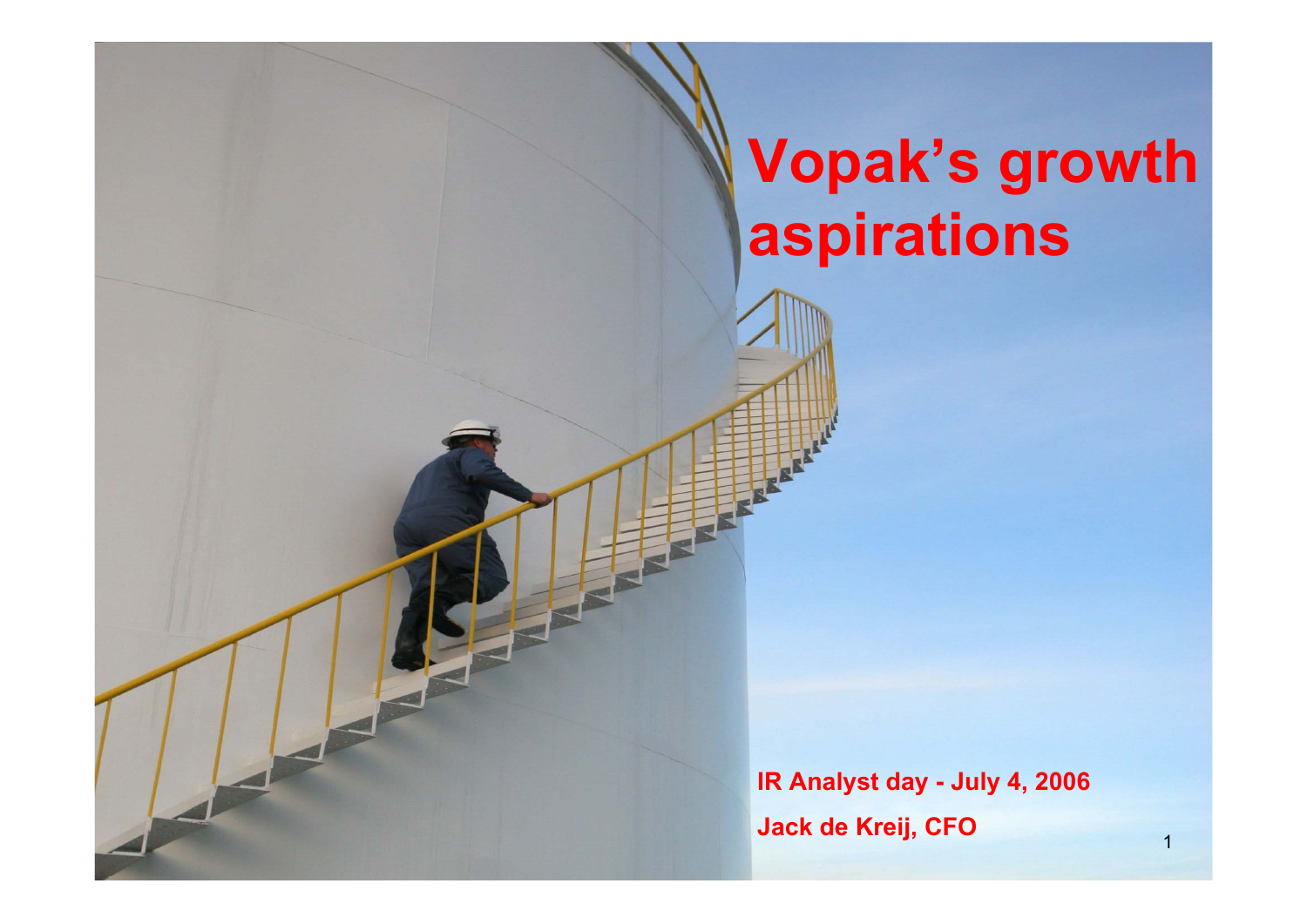# Vopak's growth aspirations

**IR Analyst day - July 4, 2006**

**Jack de Kreij, CFO**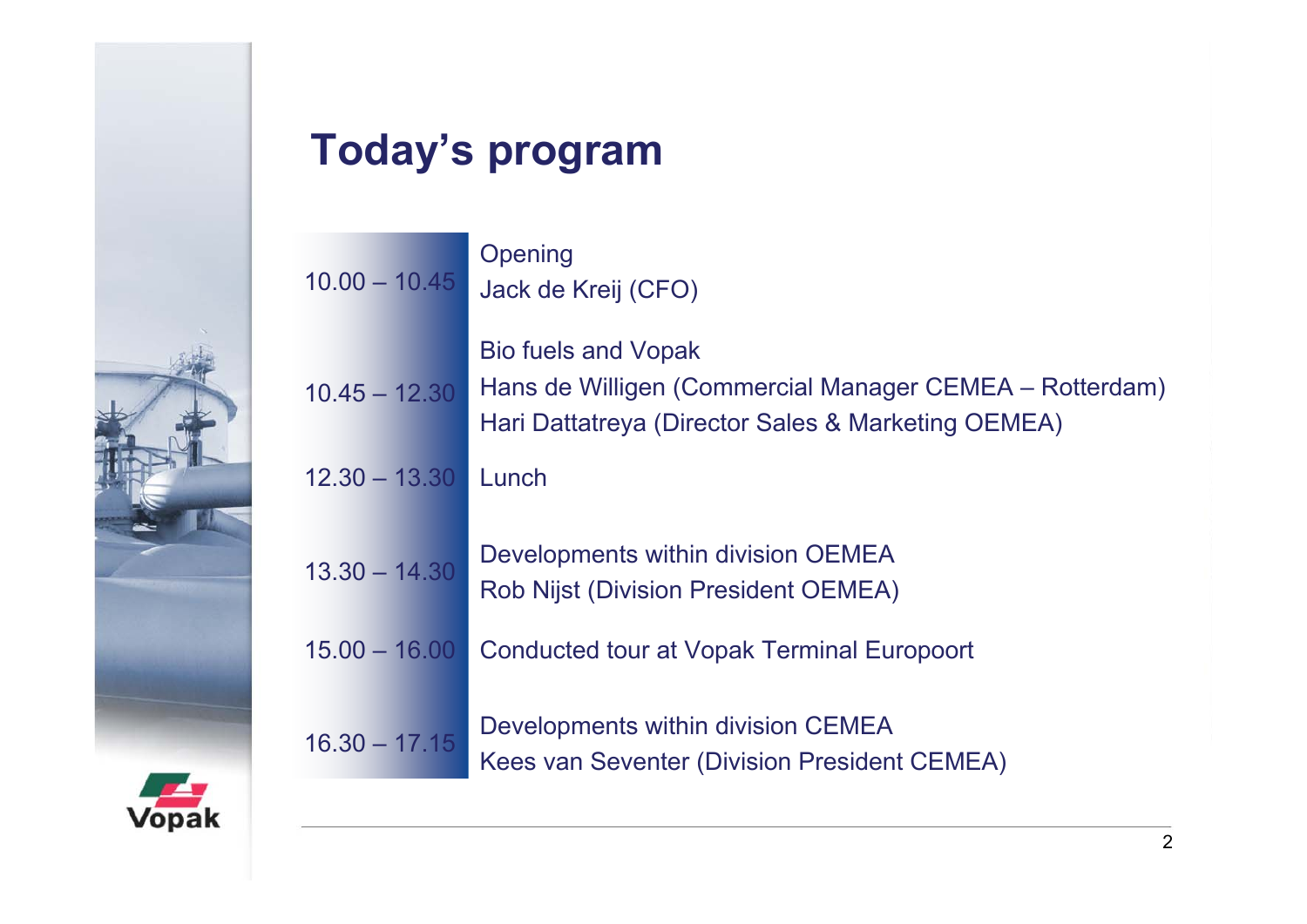# Today's program

| | |
|---|---|
| 10.00 – 10.45 | Opening<br>Jack de Kreij (CFO) |
| 10.45 – 12.30 | Bio fuels and Vopak<br>Hans de Willigen (Commercial Manager CEMEA – Rotterdam)<br>Hari Dattatreya (Director Sales & Marketing OEMEA) |
| 12.30 – 13.30 | Lunch |
| 13.30 – 14.30 | Developments within division OEMEA<br>Rob Nijst (Division President OEMEA) |
| 15.00 – 16.00 | Conducted tour at Vopak Terminal Europoort |
| 16.30 – 17.15 | Developments within division CEMEA<br>Kees van Seventer (Division President CEMEA) |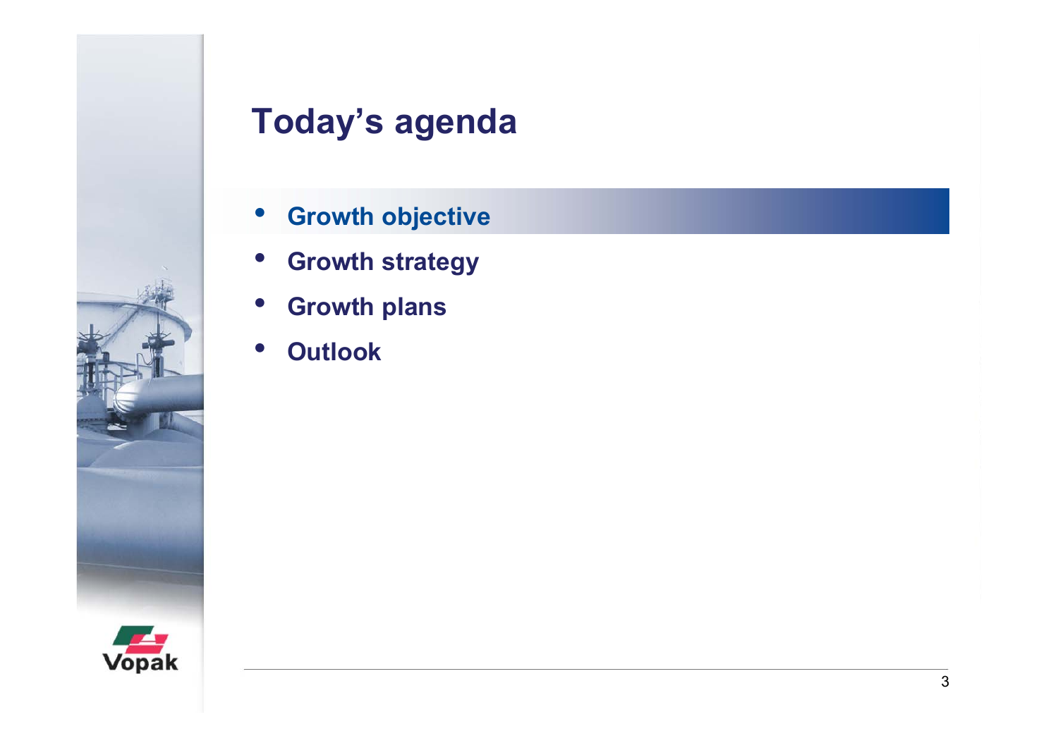# Today's agenda

- **Growth objective**
- **Growth strategy**
- **Growth plans**
- **Outlook**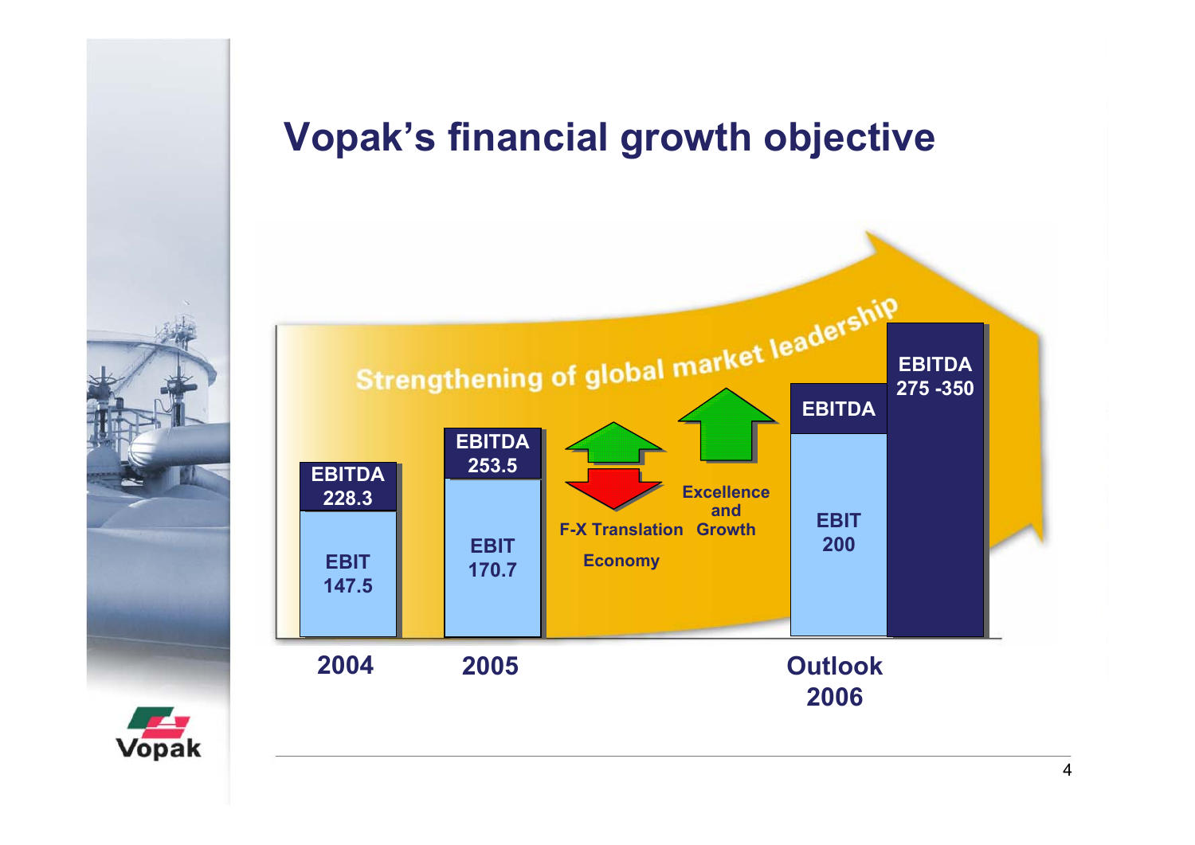# Vopak's financial growth objective

Strengthening of global market leadership

| | 2004 | 2005 | Outlook 2006 |
|---|---|---|---|
| EBITDA | 228.3 | 253.5 | 275 -350 |
| EBIT | 147.5 | 170.7 | 200 |

F-X Translation

Economy

Excellence and Growth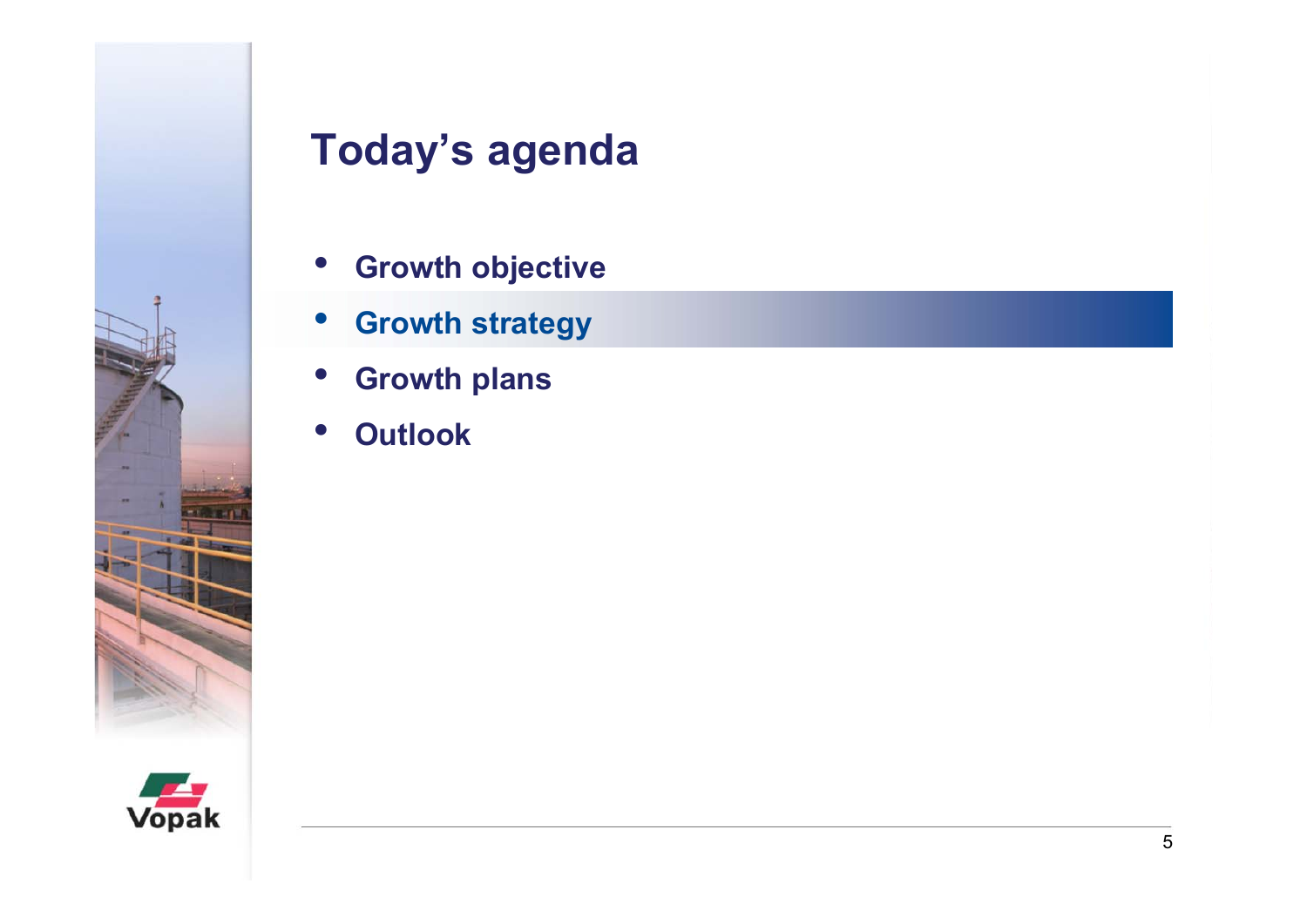# Today's agenda

- Growth objective
- **Growth strategy**
- Growth plans
- Outlook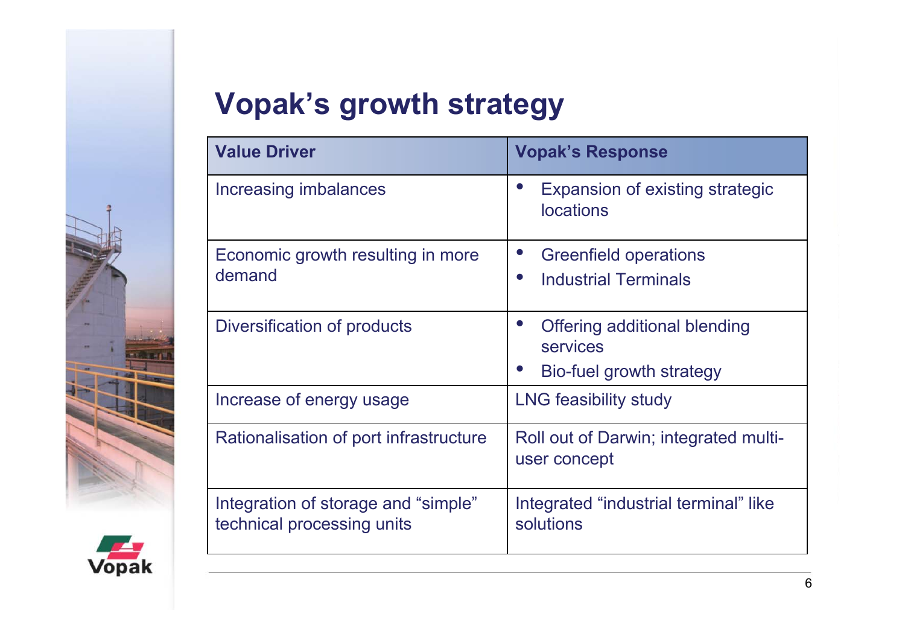# Vopak's growth strategy

| Value Driver | Vopak's Response |
|---|---|
| Increasing imbalances | • Expansion of existing strategic locations |
| Economic growth resulting in more demand | • Greenfield operations<br>• Industrial Terminals |
| Diversification of products | • Offering additional blending services<br>• Bio-fuel growth strategy |
| Increase of energy usage | LNG feasibility study |
| Rationalisation of port infrastructure | Roll out of Darwin; integrated multi-user concept |
| Integration of storage and "simple" technical processing units | Integrated "industrial terminal" like solutions |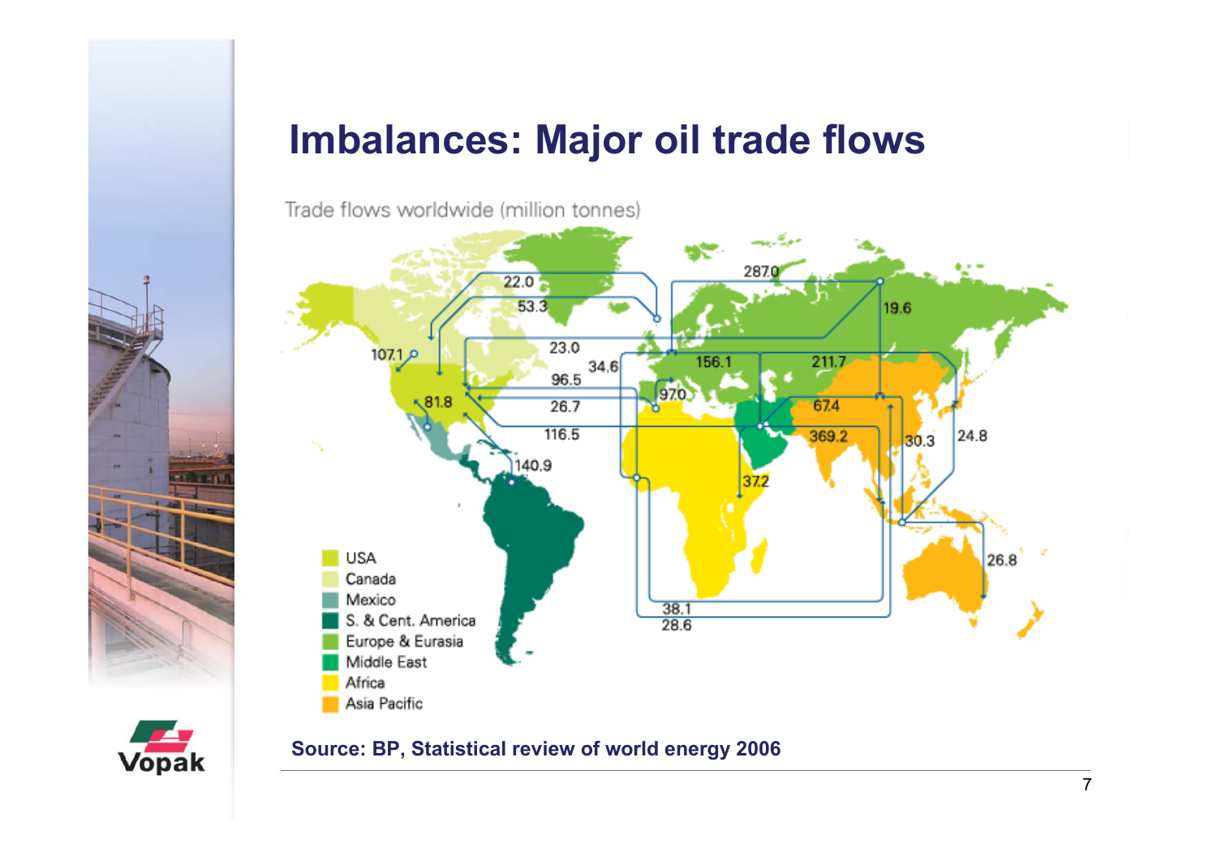# Imbalances: Major oil trade flows

Trade flows worldwide (million tonnes)

USA
Canada
Mexico
S. & Cent. America
Europe & Eurasia
Middle East
Africa
Asia Pacific

22.0 53.3 287.0 19.6 107.1 23.0 34.6 156.1 211.7 96.5 81.8 26.7 97.0 67.4 116.5 369.2 30.3 24.8 140.9 37.2 26.8 38.1 28.6

**Source: BP, Statistical review of world energy 2006**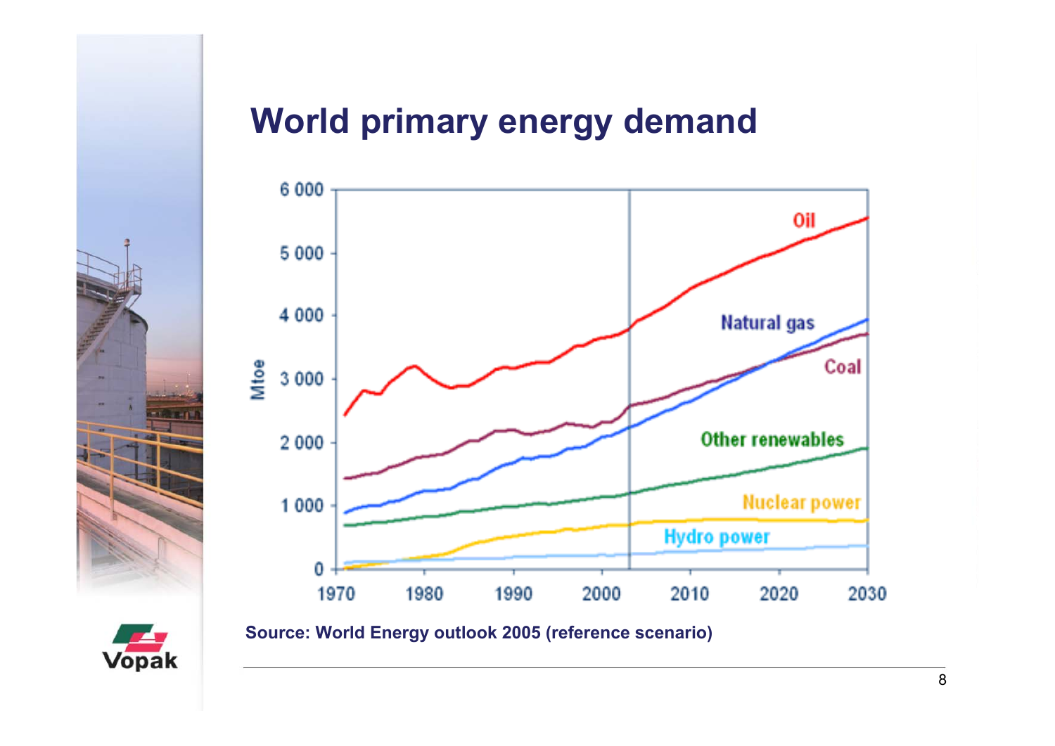# World primary energy demand

Source: World Energy outlook 2005 (reference scenario)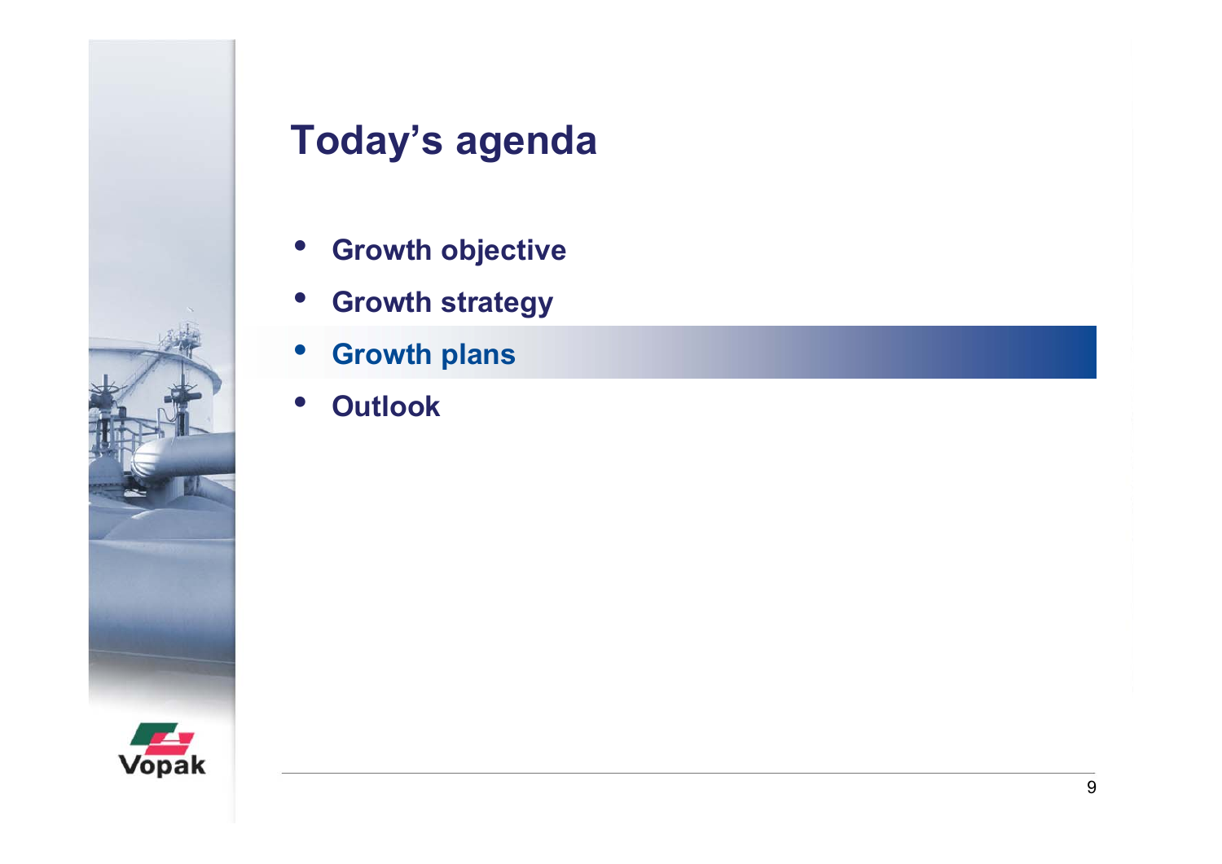# Today's agenda

- Growth objective
- Growth strategy
- **Growth plans**
- Outlook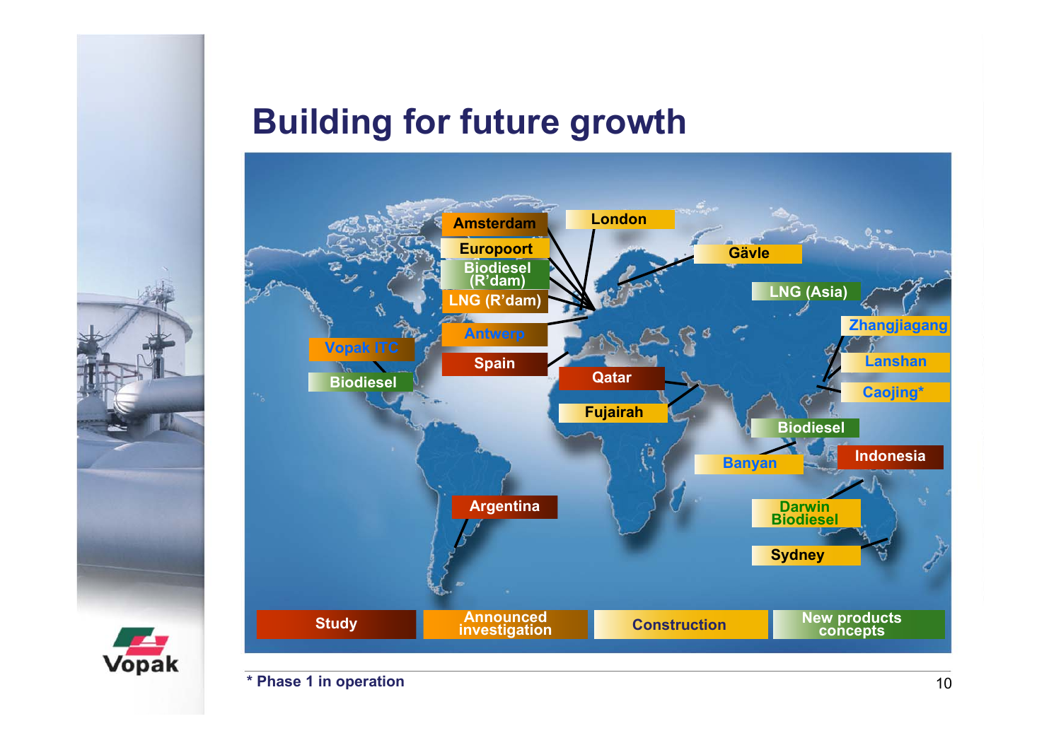# Building for future growth

Amsterdam

London

Europoort

Biodiesel (R'dam)

LNG (R'dam)

Gävle

LNG (Asia)

Antwerp

Zhangjiagang

Vopak ITC

Lanshan

Spain

Biodiesel

Qatar

Caojing*

Fujairah

Biodiesel

Banyan

Indonesia

Argentina

Darwin Biodiesel

Sydney

Study | Announced investigation | Construction | New products concepts

\* Phase 1 in operation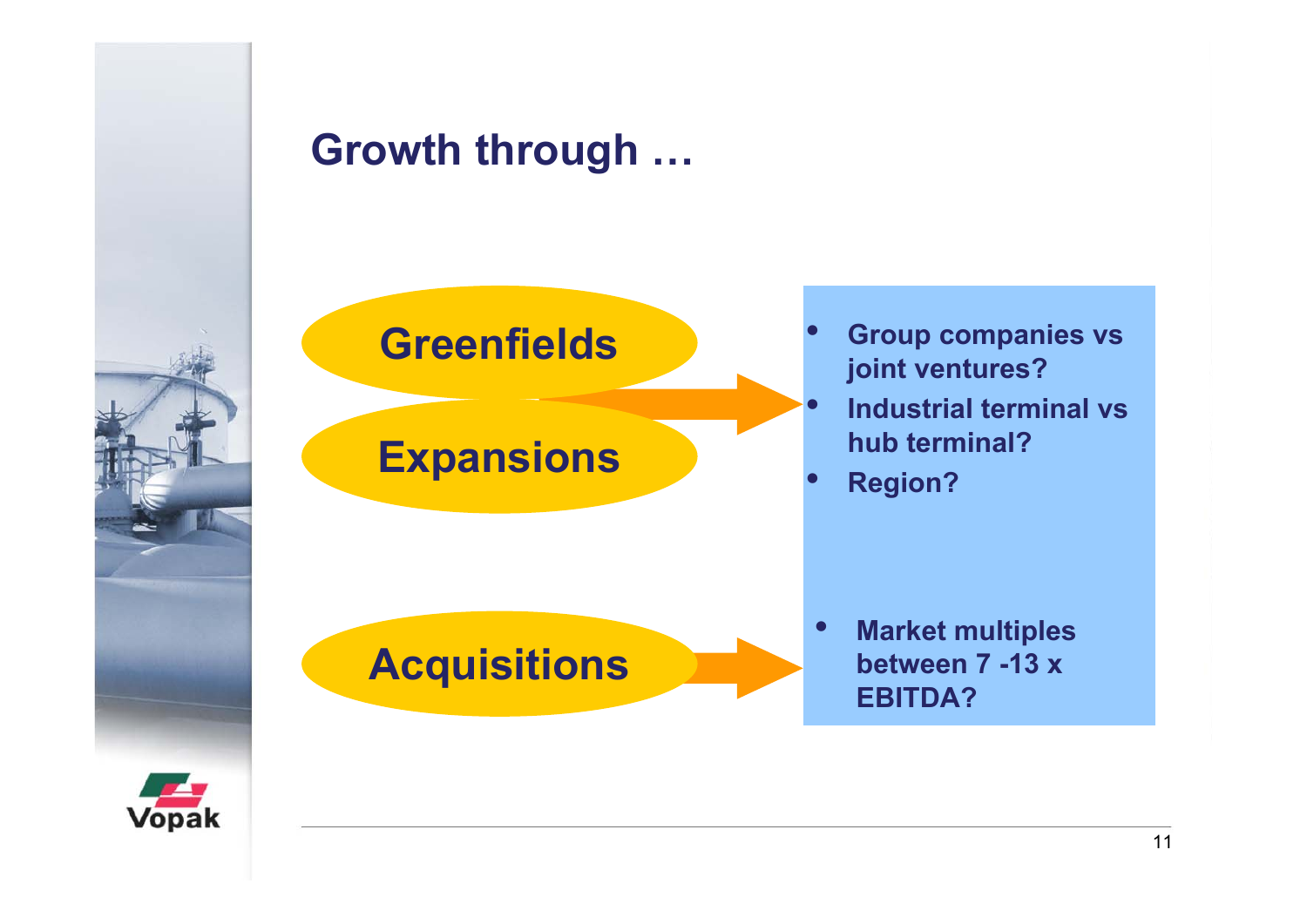# Growth through …

**Greenfields**

**Expansions**

- **Group companies vs joint ventures?**
- **Industrial terminal vs hub terminal?**
- **Region?**

**Acquisitions**

- **Market multiples between 7 -13 x EBITDA?**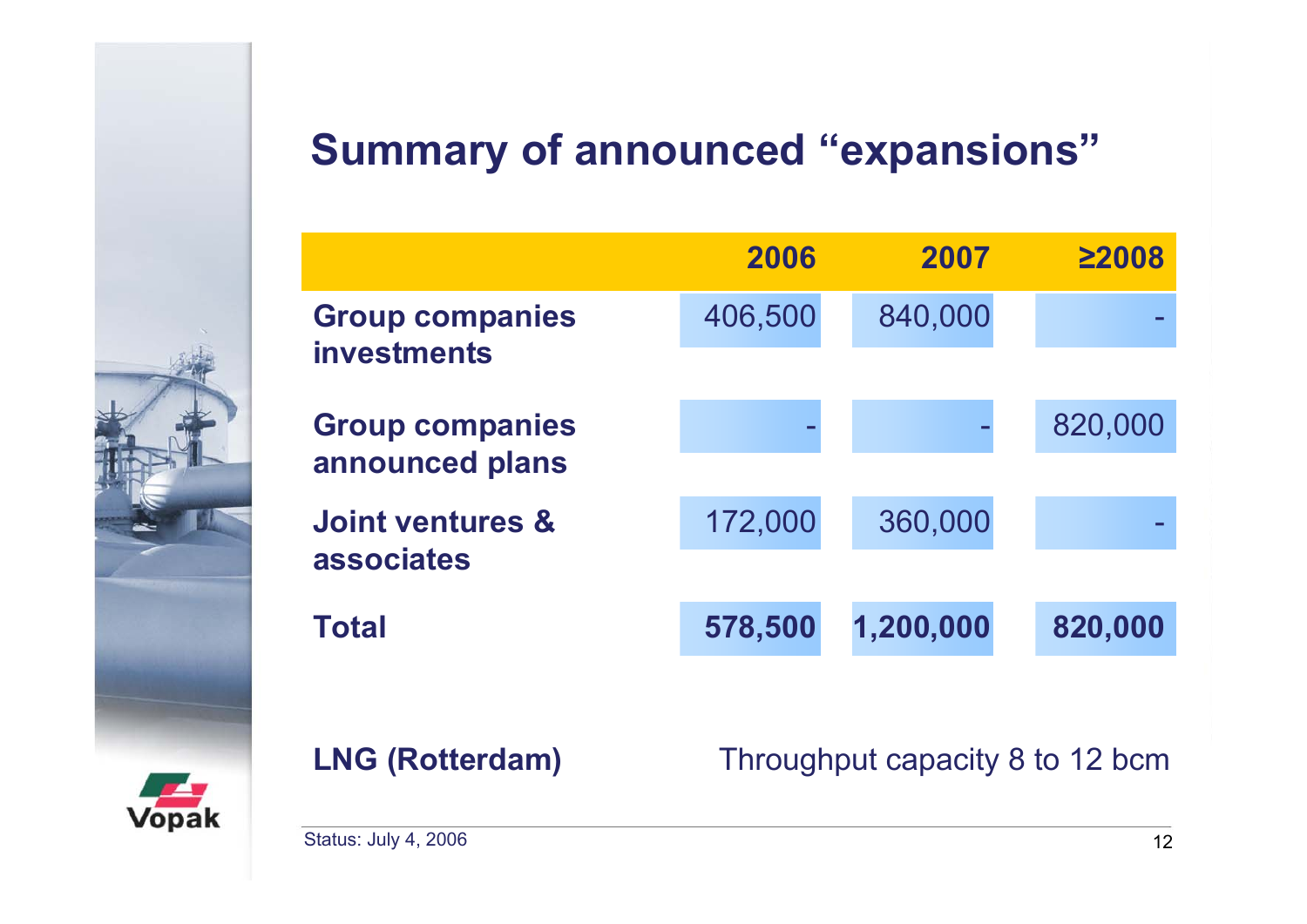# Summary of announced "expansions"

| | 2006 | 2007 | ≥2008 |
|---|---|---|---|
| **Group companies investments** | 406,500 | 840,000 | - |
| **Group companies announced plans** | - | - | 820,000 |
| **Joint ventures & associates** | 172,000 | 360,000 | - |
| **Total** | **578,500** | **1,200,000** | **820,000** |

**LNG (Rotterdam)** Throughput capacity 8 to 12 bcm

Status: July 4, 2006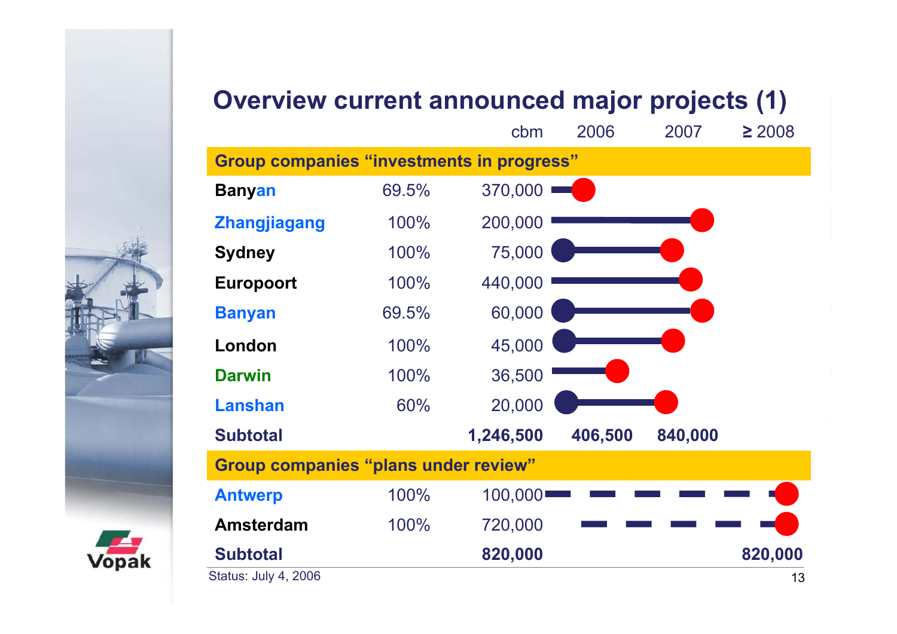# Overview current announced major projects (1)

| | | cbm | 2006 | 2007 | ≥ 2008 |
|---|---|---|---|---|---|
| **Group companies "investments in progress"** | | | | | |
| **Banyan** | 69.5% | 370,000 | | | |
| **Zhangjiagang** | 100% | 200,000 | | | |
| **Sydney** | 100% | 75,000 | | | |
| **Europoort** | 100% | 440,000 | | | |
| **Banyan** | 69.5% | 60,000 | | | |
| **London** | 100% | 45,000 | | | |
| **Darwin** | 100% | 36,500 | | | |
| **Lanshan** | 60% | 20,000 | | | |
| **Subtotal** | | **1,246,500** | **406,500** | **840,000** | |
| **Group companies "plans under review"** | | | | | |
| **Antwerp** | 100% | 100,000 | | | |
| **Amsterdam** | 100% | 720,000 | | | |
| **Subtotal** | | **820,000** | | | **820,000** |

Status: July 4, 2006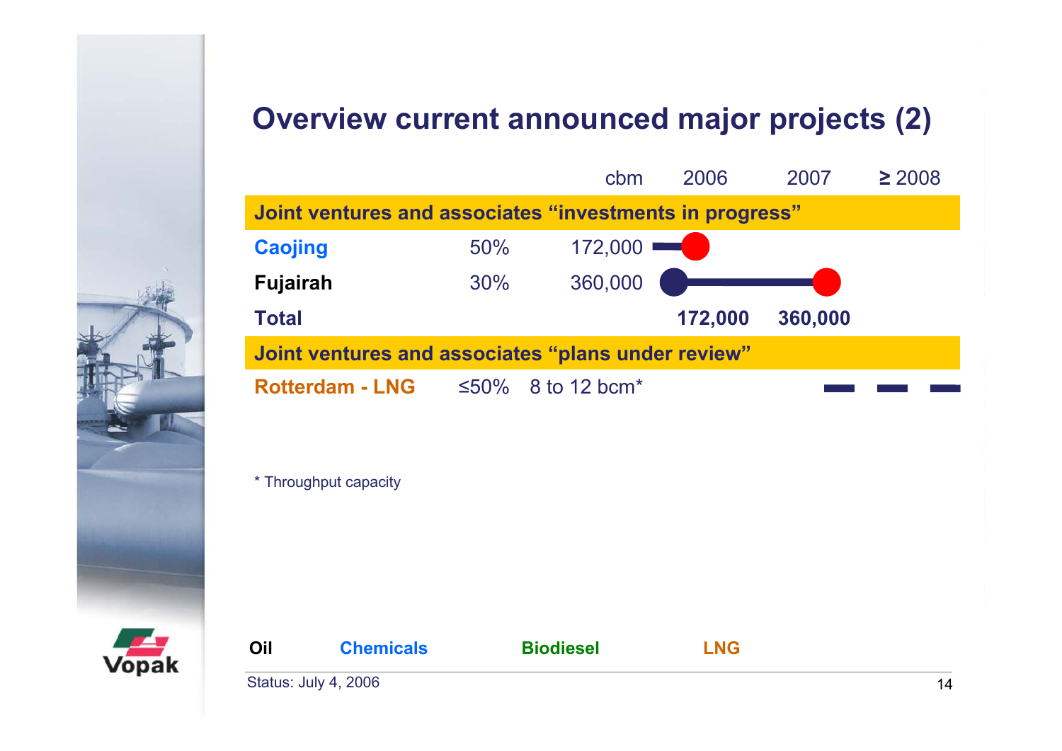# Overview current announced major projects (2)

| | | cbm | 2006 | 2007 | ≥ 2008 |
|---|---|---|---|---|---|
| **Joint ventures and associates "investments in progress"** | | | | | |
| **Caojing** | 50% | 172,000 | | | |
| **Fujairah** | 30% | 360,000 | | | |
| **Total** | | | **172,000** | **360,000** | |
| **Joint ventures and associates "plans under review"** | | | | | |
| **Rotterdam - LNG** | ≤50% | 8 to 12 bcm* | | | |

\* Throughput capacity

**Oil** **Chemicals** **Biodiesel** **LNG**

Status: July 4, 2006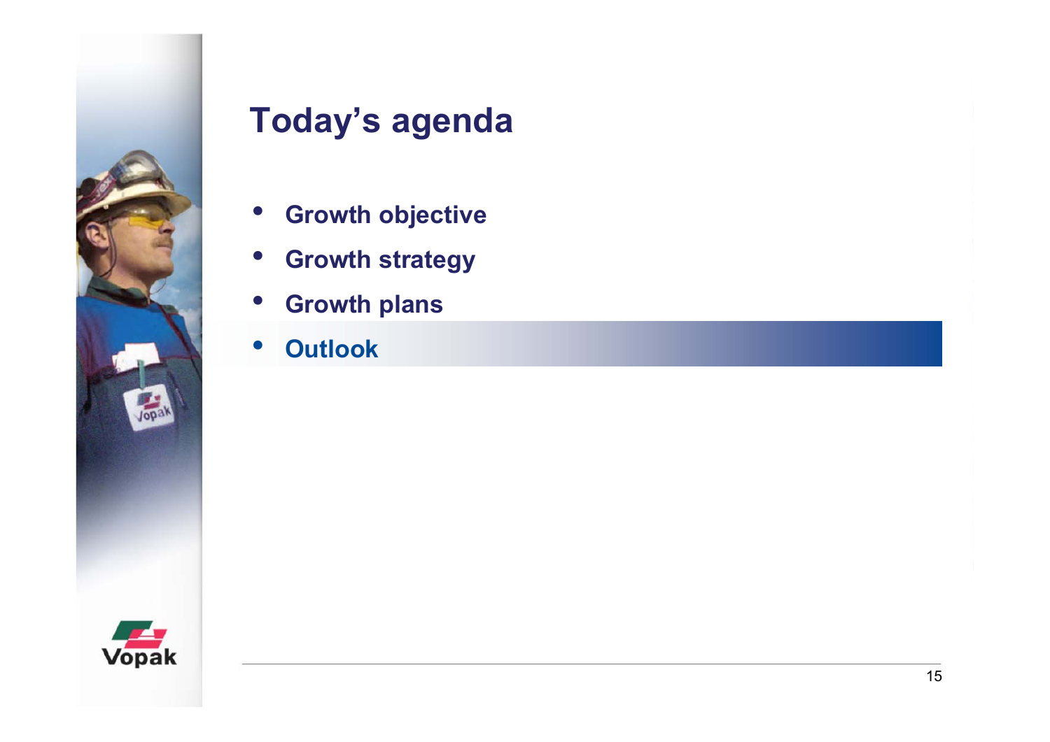# Today's agenda

- Growth objective
- Growth strategy
- Growth plans
- **Outlook**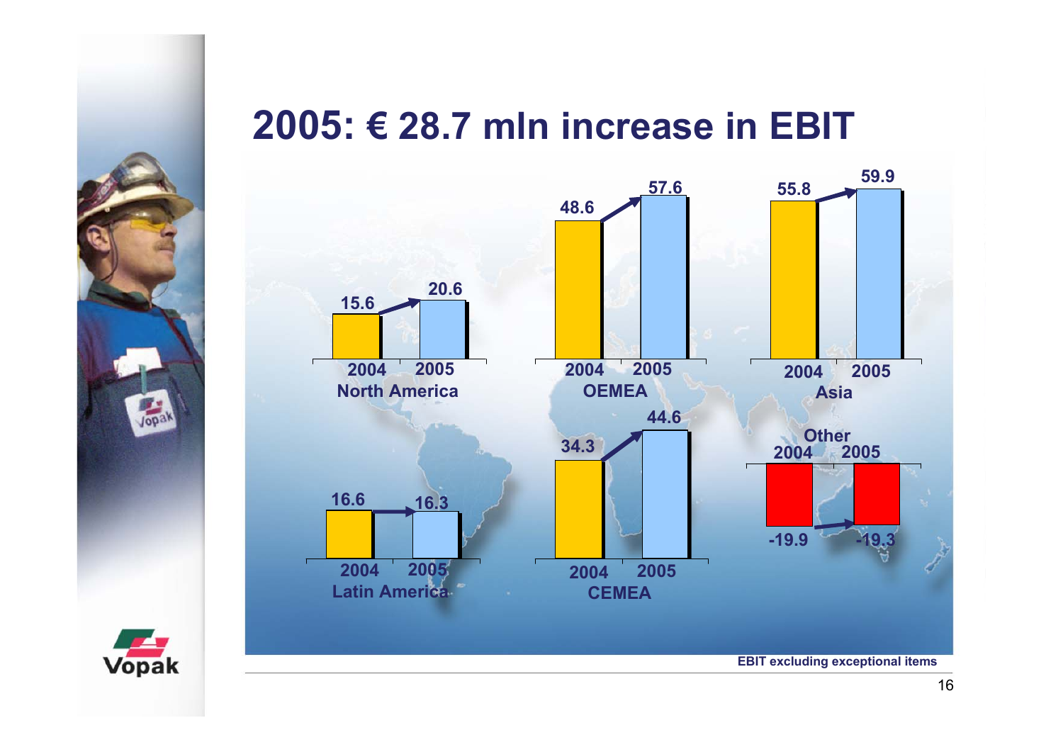# 2005: € 28.7 mln increase in EBIT

| Region | 2004 | 2005 |
|---|---|---|
| North America | 15.6 | 20.6 |
| OEMEA | 48.6 | 57.6 |
| Asia | 55.8 | 59.9 |
| Latin America | 16.6 | 16.3 |
| CEMEA | 34.3 | 44.6 |
| Other | -19.9 | -19.3 |

EBIT excluding exceptional items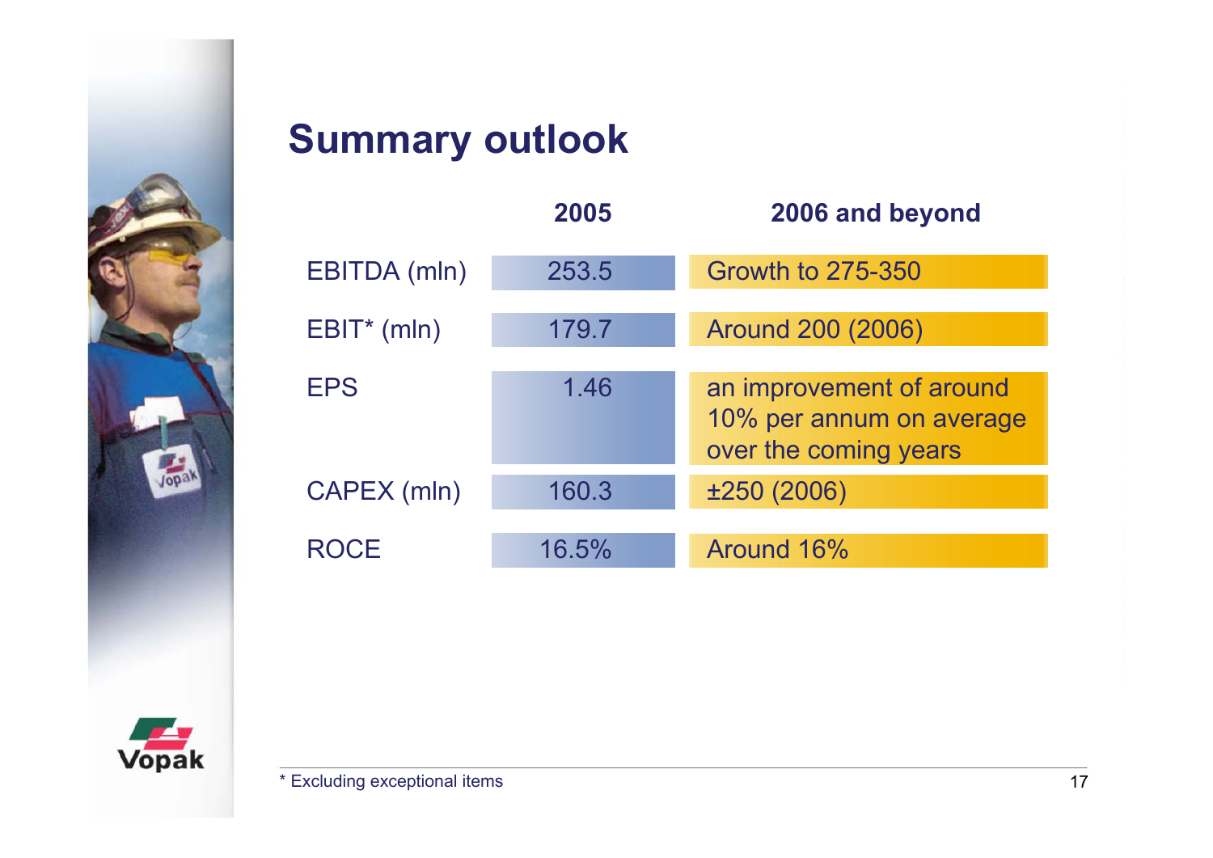# Summary outlook

| | 2005 | 2006 and beyond |
|---|---|---|
| EBITDA (mln) | 253.5 | Growth to 275-350 |
| EBIT* (mln) | 179.7 | Around 200 (2006) |
| EPS | 1.46 | an improvement of around 10% per annum on average over the coming years |
| CAPEX (mln) | 160.3 | ±250 (2006) |
| ROCE | 16.5% | Around 16% |

* Excluding exceptional items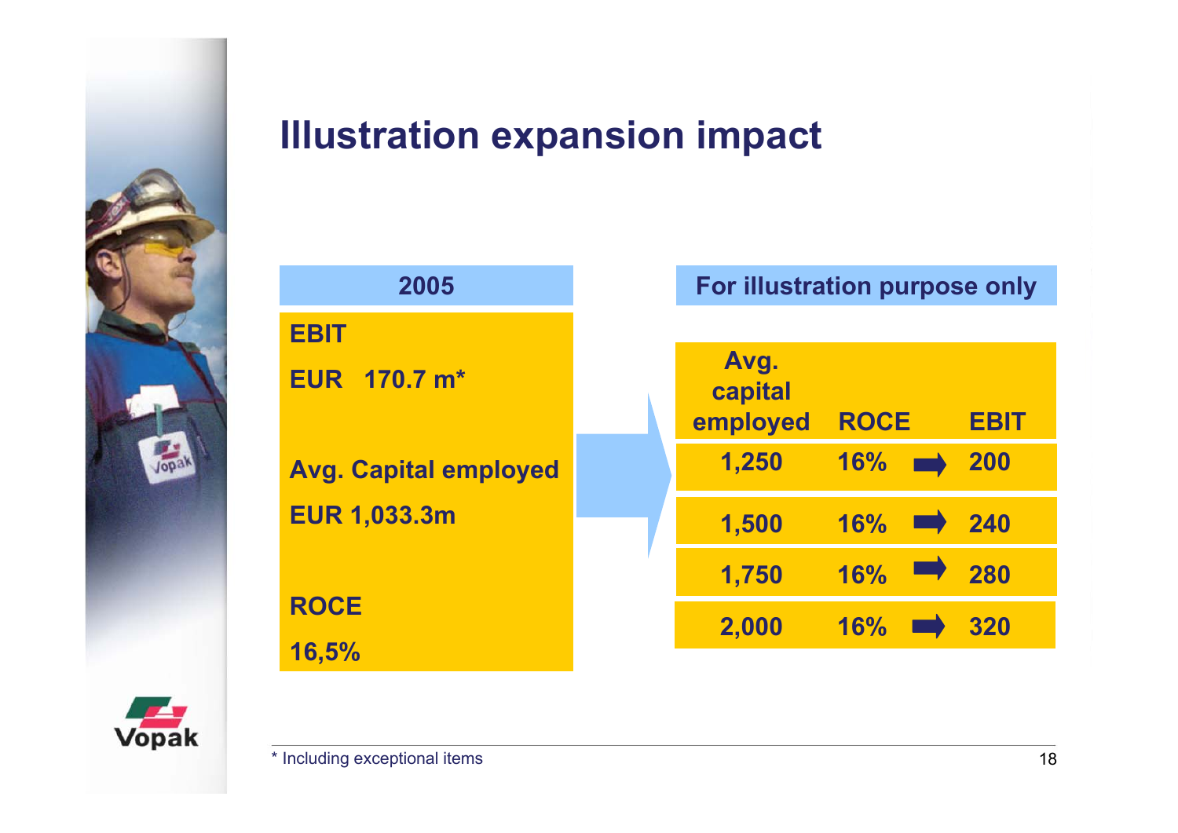# Illustration expansion impact

| 2005 |
|---|
| **EBIT** |
| **EUR 170.7 m*** |
| **Avg. Capital employed** |
| **EUR 1,033.3m** |
| **ROCE** |
| **16,5%** |

**For illustration purpose only**

| Avg. capital employed | ROCE | | EBIT |
|---|---|---|---|
| 1,250 | 16% | ➡ | 200 |
| 1,500 | 16% | ➡ | 240 |
| 1,750 | 16% | ➡ | 280 |
| 2,000 | 16% | ➡ | 320 |

* Including exceptional items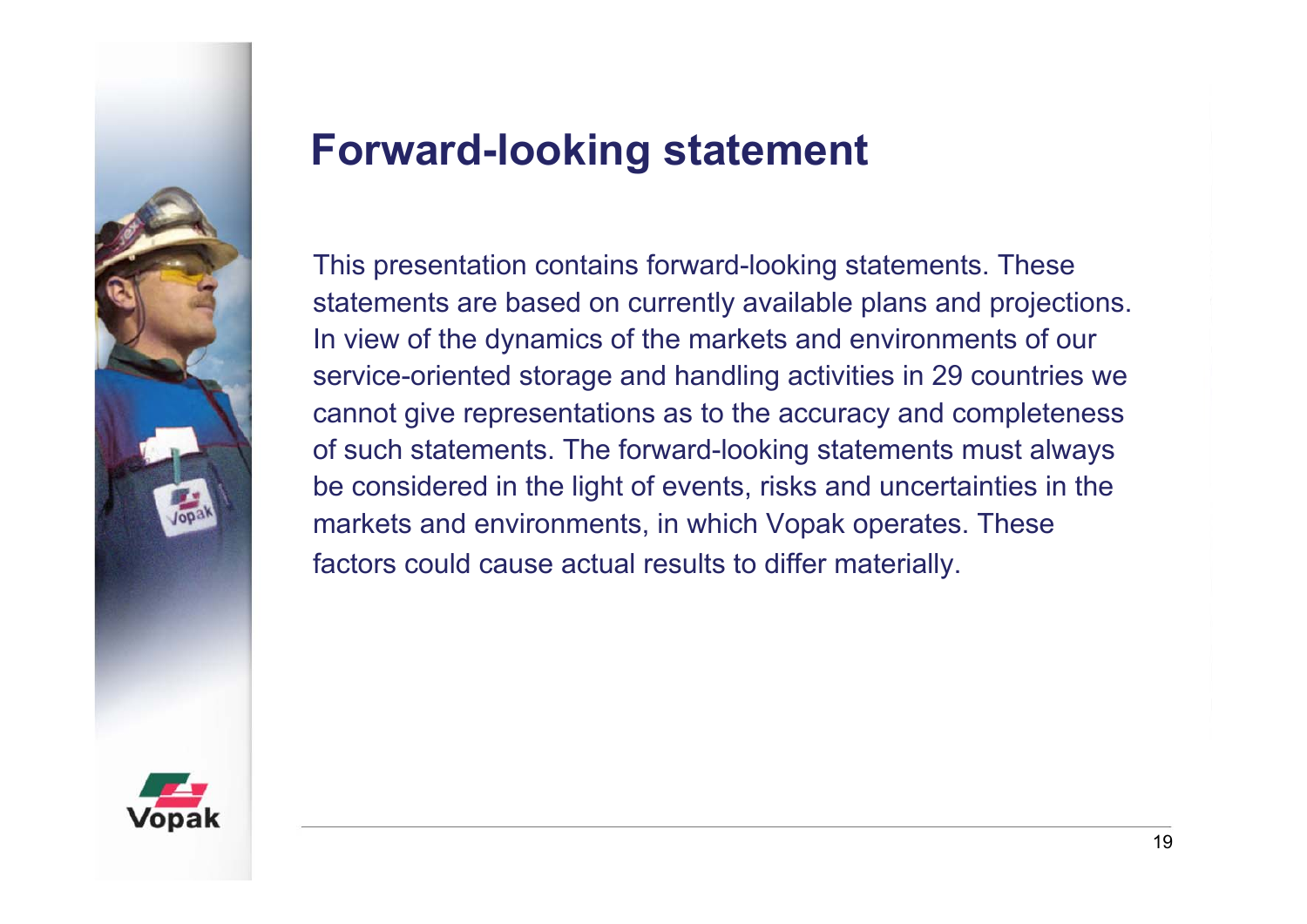# Forward-looking statement

This presentation contains forward-looking statements. These statements are based on currently available plans and projections. In view of the dynamics of the markets and environments of our service-oriented storage and handling activities in 29 countries we cannot give representations as to the accuracy and completeness of such statements. The forward-looking statements must always be considered in the light of events, risks and uncertainties in the markets and environments, in which Vopak operates. These factors could cause actual results to differ materially.